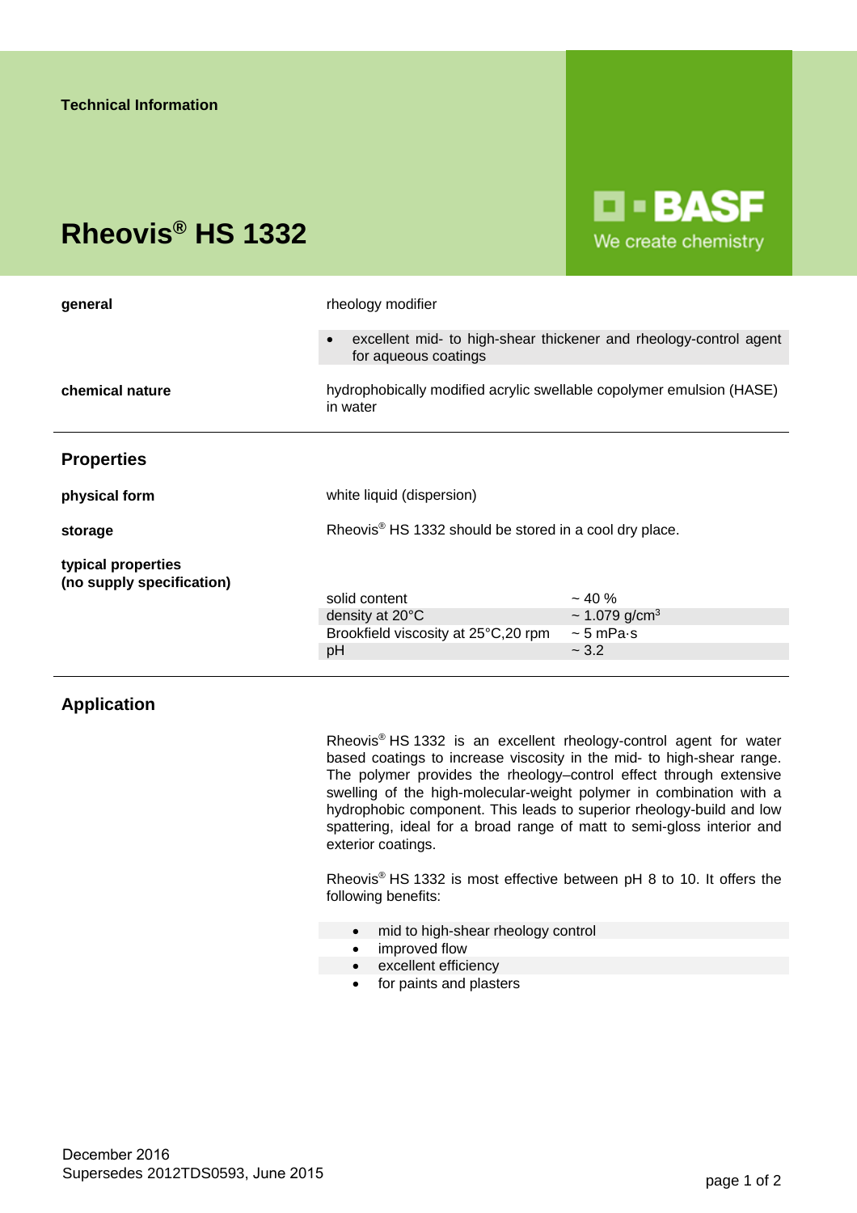Technical Information

# Rheovis® HS 1332

BASF
We create chemistry

**general**

rheology modifier

- excellent mid- to high-shear thickener and rheology-control agent for aqueous coatings

**chemical nature**

hydrophobically modified acrylic swellable copolymer emulsion (HASE) in water

## Properties

**physical form**

white liquid (dispersion)

**storage**

Rheovis® HS 1332 should be stored in a cool dry place.

**typical properties (no supply specification)**

| | |
|---|---|
| solid content | ~ 40 % |
| density at 20°C | ~ 1.079 g/cm$^3$ |
| Brookfield viscosity at 25°C,20 rpm | ~ 5 mPa·s |
| pH | ~ 3.2 |

## Application

Rheovis® HS 1332 is an excellent rheology-control agent for water based coatings to increase viscosity in the mid- to high-shear range. The polymer provides the rheology–control effect through extensive swelling of the high-molecular-weight polymer in combination with a hydrophobic component. This leads to superior rheology-build and low spattering, ideal for a broad range of matt to semi-gloss interior and exterior coatings.

Rheovis® HS 1332 is most effective between pH 8 to 10. It offers the following benefits:

- mid to high-shear rheology control
- improved flow
- excellent efficiency
- for paints and plasters

December 2016
Supersedes 2012TDS0593, June 2015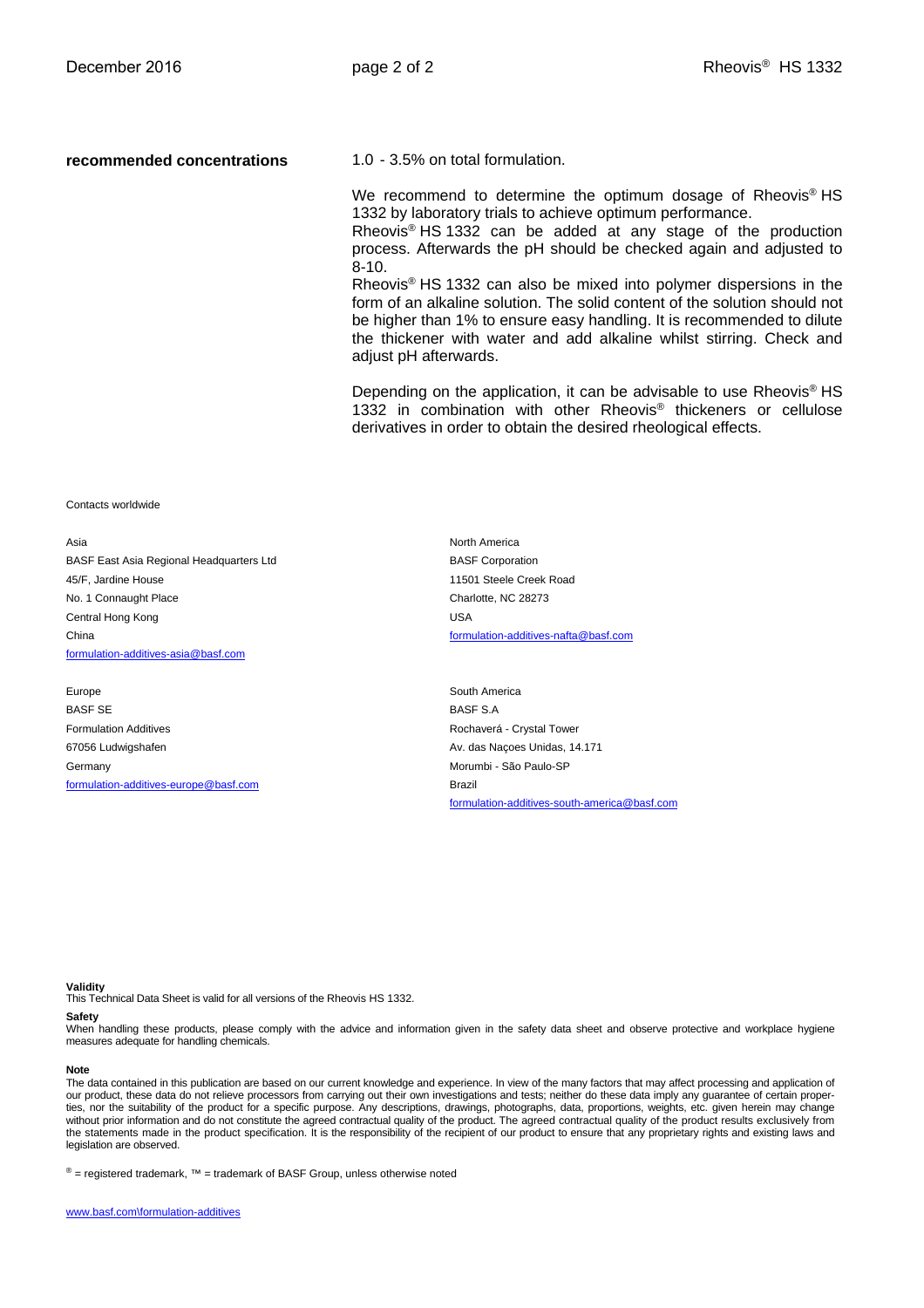**recommended concentrations**

1.0 - 3.5% on total formulation.

We recommend to determine the optimum dosage of Rheovis® HS 1332 by laboratory trials to achieve optimum performance.
Rheovis® HS 1332 can be added at any stage of the production process. Afterwards the pH should be checked again and adjusted to 8-10.
Rheovis® HS 1332 can also be mixed into polymer dispersions in the form of an alkaline solution. The solid content of the solution should not be higher than 1% to ensure easy handling. It is recommended to dilute the thickener with water and add alkaline whilst stirring. Check and adjust pH afterwards.

Depending on the application, it can be advisable to use Rheovis® HS 1332 in combination with other Rheovis® thickeners or cellulose derivatives in order to obtain the desired rheological effects.

Contacts worldwide

Asia
BASF East Asia Regional Headquarters Ltd
45/F, Jardine House
No. 1 Connaught Place
Central Hong Kong
China
formulation-additives-asia@basf.com

North America
BASF Corporation
11501 Steele Creek Road
Charlotte, NC 28273
USA
formulation-additives-nafta@basf.com

Europe
BASF SE
Formulation Additives
67056 Ludwigshafen
Germany
formulation-additives-europe@basf.com

South America
BASF S.A
Rochaverá - Crystal Tower
Av. das Naçoes Unidas, 14.171
Morumbi - São Paulo-SP
Brazil
formulation-additives-south-america@basf.com

**Validity**
This Technical Data Sheet is valid for all versions of the Rheovis HS 1332.

**Safety**
When handling these products, please comply with the advice and information given in the safety data sheet and observe protective and workplace hygiene measures adequate for handling chemicals.

**Note**
The data contained in this publication are based on our current knowledge and experience. In view of the many factors that may affect processing and application of our product, these data do not relieve processors from carrying out their own investigations and tests; neither do these data imply any guarantee of certain properties, nor the suitability of the product for a specific purpose. Any descriptions, drawings, photographs, data, proportions, weights, etc. given herein may change without prior information and do not constitute the agreed contractual quality of the product. The agreed contractual quality of the product results exclusively from the statements made in the product specification. It is the responsibility of the recipient of our product to ensure that any proprietary rights and existing laws and legislation are observed.

® = registered trademark, ™ = trademark of BASF Group, unless otherwise noted

www.basf.com\formulation-additives